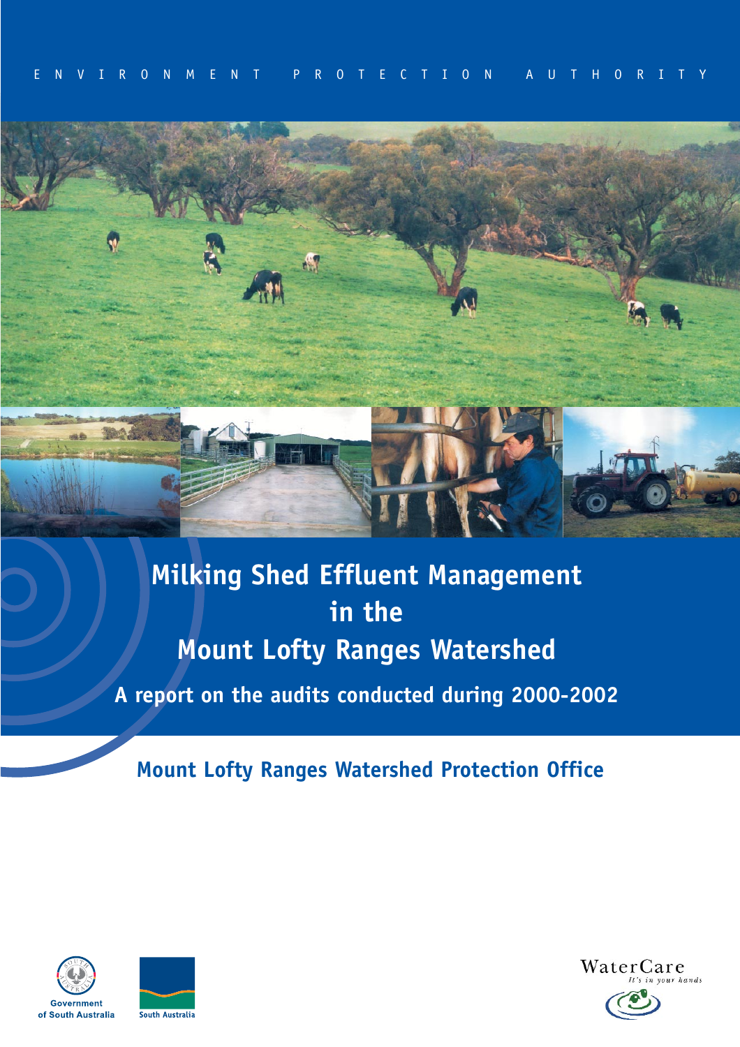ENVIRONMENT PROTECTION AUTHORITY

# Milking Shed Effluent Management in the Mount Lofty Ranges Watershed

## A report on the audits conducted during 2000-2002

**Mount Lofty Ranges Watershed Protection Office**

Government of South Australia

South Australia

WaterCare
*It's in your hands*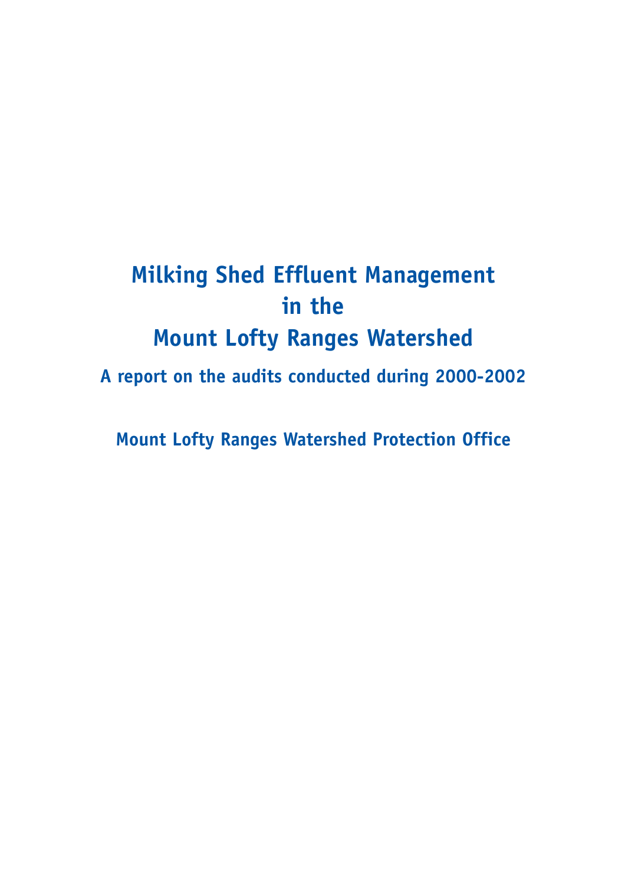# Milking Shed Effluent Management in the Mount Lofty Ranges Watershed

## A report on the audits conducted during 2000-2002

### Mount Lofty Ranges Watershed Protection Office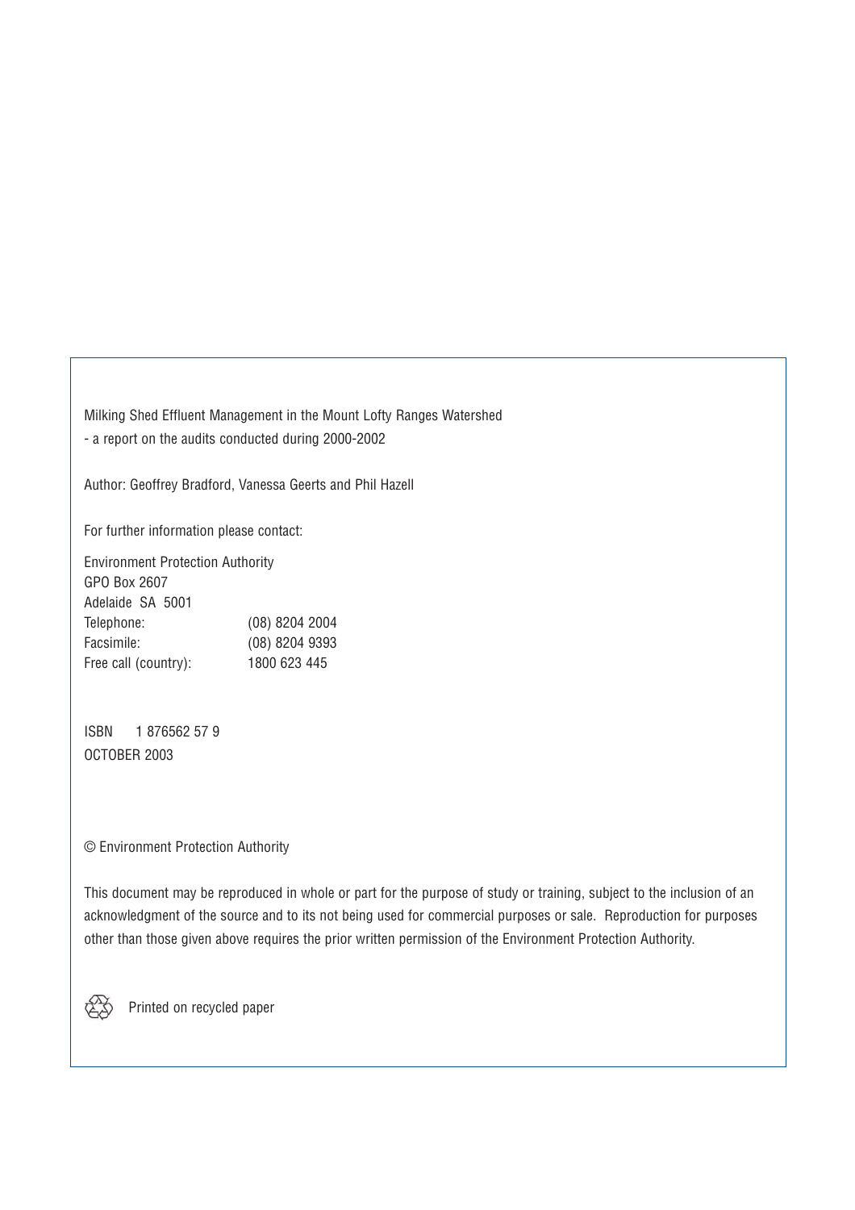Milking Shed Effluent Management in the Mount Lofty Ranges Watershed
- a report on the audits conducted during 2000-2002

Author: Geoffrey Bradford, Vanessa Geerts and Phil Hazell

For further information please contact:

Environment Protection Authority
GPO Box 2607
Adelaide SA 5001

| | |
|---|---|
| Telephone: | (08) 8204 2004 |
| Facsimile: | (08) 8204 9393 |
| Free call (country): | 1800 623 445 |

ISBN 1 876562 57 9
OCTOBER 2003

© Environment Protection Authority

This document may be reproduced in whole or part for the purpose of study or training, subject to the inclusion of an acknowledgment of the source and to its not being used for commercial purposes or sale. Reproduction for purposes other than those given above requires the prior written permission of the Environment Protection Authority.

Printed on recycled paper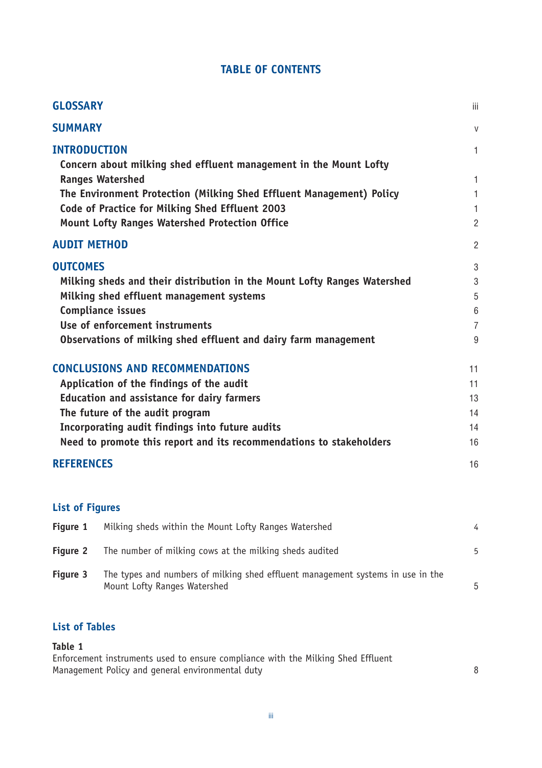# TABLE OF CONTENTS

| | |
|---|---|
| **GLOSSARY** | iii |
| **SUMMARY** | v |
| **INTRODUCTION** | 1 |
| Concern about milking shed effluent management in the Mount Lofty Ranges Watershed | 1 |
| The Environment Protection (Milking Shed Effluent Management) Policy | 1 |
| Code of Practice for Milking Shed Effluent 2003 | 1 |
| Mount Lofty Ranges Watershed Protection Office | 2 |
| **AUDIT METHOD** | 2 |
| **OUTCOMES** | 3 |
| Milking sheds and their distribution in the Mount Lofty Ranges Watershed | 3 |
| Milking shed effluent management systems | 5 |
| Compliance issues | 6 |
| Use of enforcement instruments | 7 |
| Observations of milking shed effluent and dairy farm management | 9 |
| **CONCLUSIONS AND RECOMMENDATIONS** | 11 |
| Application of the findings of the audit | 11 |
| Education and assistance for dairy farmers | 13 |
| The future of the audit program | 14 |
| Incorporating audit findings into future audits | 14 |
| Need to promote this report and its recommendations to stakeholders | 16 |
| **REFERENCES** | 16 |

## List of Figures

| | | |
|---|---|---|
| **Figure 1** | Milking sheds within the Mount Lofty Ranges Watershed | 4 |
| **Figure 2** | The number of milking cows at the milking sheds audited | 5 |
| **Figure 3** | The types and numbers of milking shed effluent management systems in use in the Mount Lofty Ranges Watershed | 5 |

## List of Tables

**Table 1**
Enforcement instruments used to ensure compliance with the Milking Shed Effluent Management Policy and general environmental duty — 8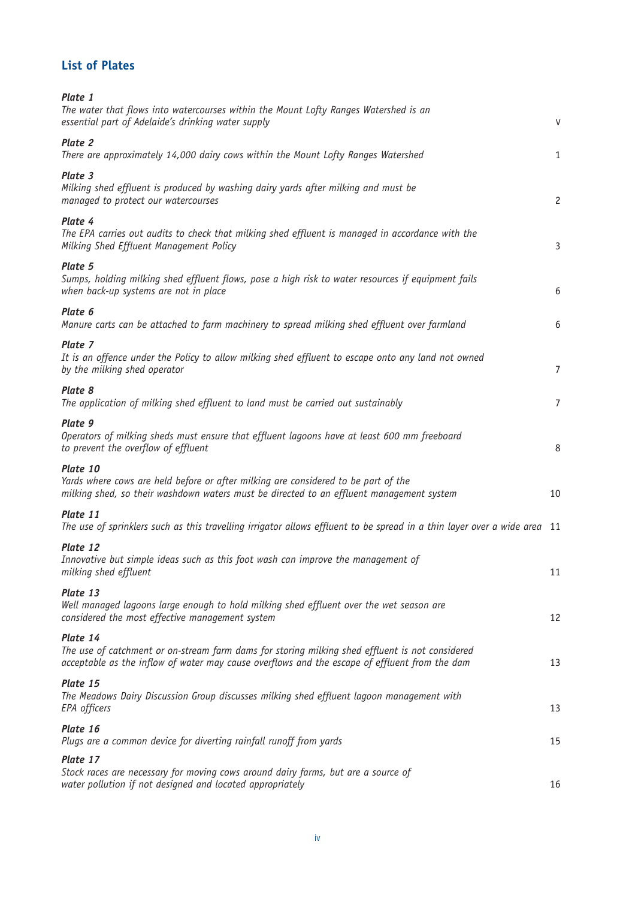## List of Plates

***Plate 1***
*The water that flows into watercourses within the Mount Lofty Ranges Watershed is an essential part of Adelaide's drinking water supply* v

***Plate 2***
*There are approximately 14,000 dairy cows within the Mount Lofty Ranges Watershed* 1

***Plate 3***
*Milking shed effluent is produced by washing dairy yards after milking and must be managed to protect our watercourses* 2

***Plate 4***
*The EPA carries out audits to check that milking shed effluent is managed in accordance with the Milking Shed Effluent Management Policy* 3

***Plate 5***
*Sumps, holding milking shed effluent flows, pose a high risk to water resources if equipment fails when back-up systems are not in place* 6

***Plate 6***
*Manure carts can be attached to farm machinery to spread milking shed effluent over farmland* 6

***Plate 7***
*It is an offence under the Policy to allow milking shed effluent to escape onto any land not owned by the milking shed operator* 7

***Plate 8***
*The application of milking shed effluent to land must be carried out sustainably* 7

***Plate 9***
*Operators of milking sheds must ensure that effluent lagoons have at least 600 mm freeboard to prevent the overflow of effluent* 8

***Plate 10***
*Yards where cows are held before or after milking are considered to be part of the milking shed, so their washdown waters must be directed to an effluent management system* 10

***Plate 11***
*The use of sprinklers such as this travelling irrigator allows effluent to be spread in a thin layer over a wide area* 11

***Plate 12***
*Innovative but simple ideas such as this foot wash can improve the management of milking shed effluent* 11

***Plate 13***
*Well managed lagoons large enough to hold milking shed effluent over the wet season are considered the most effective management system* 12

***Plate 14***
*The use of catchment or on-stream farm dams for storing milking shed effluent is not considered acceptable as the inflow of water may cause overflows and the escape of effluent from the dam* 13

***Plate 15***
*The Meadows Dairy Discussion Group discusses milking shed effluent lagoon management with EPA officers* 13

***Plate 16***
*Plugs are a common device for diverting rainfall runoff from yards* 15

***Plate 17***
*Stock races are necessary for moving cows around dairy farms, but are a source of water pollution if not designed and located appropriately* 16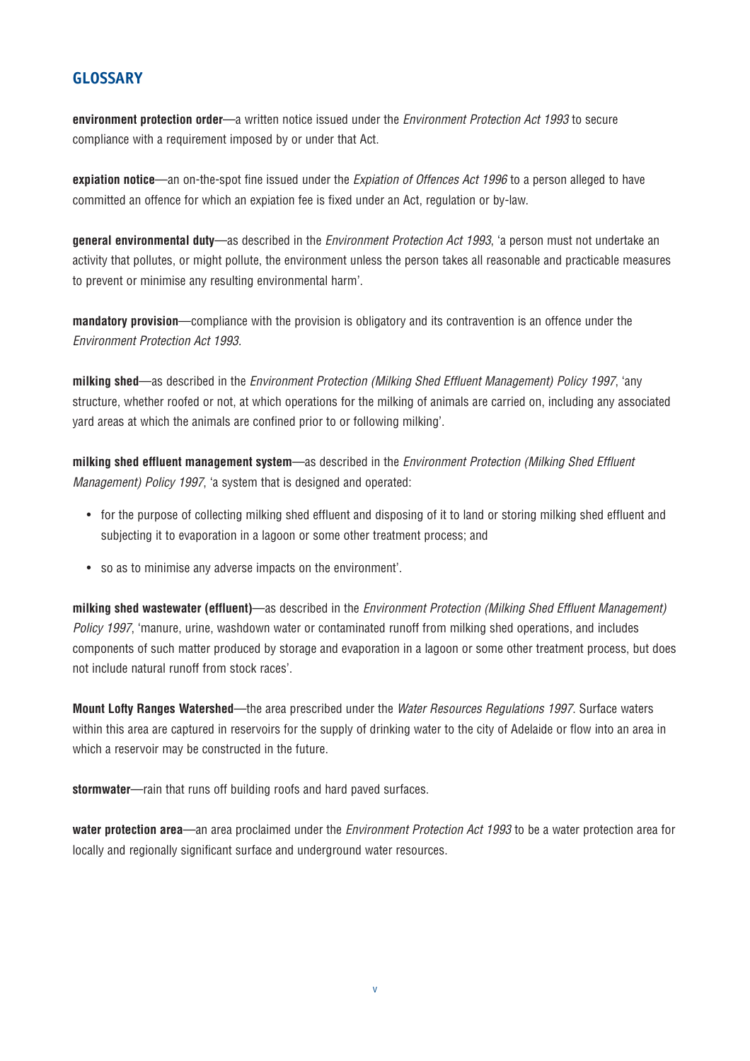## GLOSSARY

**environment protection order**—a written notice issued under the *Environment Protection Act 1993* to secure compliance with a requirement imposed by or under that Act.

**expiation notice**—an on-the-spot fine issued under the *Expiation of Offences Act 1996* to a person alleged to have committed an offence for which an expiation fee is fixed under an Act, regulation or by-law.

**general environmental duty**—as described in the *Environment Protection Act 1993*, 'a person must not undertake an activity that pollutes, or might pollute, the environment unless the person takes all reasonable and practicable measures to prevent or minimise any resulting environmental harm'.

**mandatory provision**—compliance with the provision is obligatory and its contravention is an offence under the *Environment Protection Act 1993*.

**milking shed**—as described in the *Environment Protection (Milking Shed Effluent Management) Policy 1997*, 'any structure, whether roofed or not, at which operations for the milking of animals are carried on, including any associated yard areas at which the animals are confined prior to or following milking'.

**milking shed effluent management system**—as described in the *Environment Protection (Milking Shed Effluent Management) Policy 1997*, 'a system that is designed and operated:

- for the purpose of collecting milking shed effluent and disposing of it to land or storing milking shed effluent and subjecting it to evaporation in a lagoon or some other treatment process; and
- so as to minimise any adverse impacts on the environment'.

**milking shed wastewater (effluent)**—as described in the *Environment Protection (Milking Shed Effluent Management) Policy 1997*, 'manure, urine, washdown water or contaminated runoff from milking shed operations, and includes components of such matter produced by storage and evaporation in a lagoon or some other treatment process, but does not include natural runoff from stock races'.

**Mount Lofty Ranges Watershed**—the area prescribed under the *Water Resources Regulations 1997*. Surface waters within this area are captured in reservoirs for the supply of drinking water to the city of Adelaide or flow into an area in which a reservoir may be constructed in the future.

**stormwater**—rain that runs off building roofs and hard paved surfaces.

**water protection area**—an area proclaimed under the *Environment Protection Act 1993* to be a water protection area for locally and regionally significant surface and underground water resources.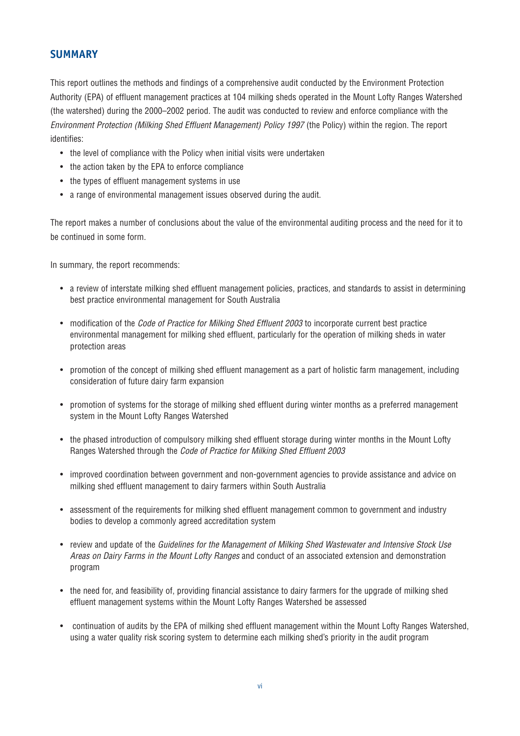## SUMMARY

This report outlines the methods and findings of a comprehensive audit conducted by the Environment Protection Authority (EPA) of effluent management practices at 104 milking sheds operated in the Mount Lofty Ranges Watershed (the watershed) during the 2000–2002 period. The audit was conducted to review and enforce compliance with the *Environment Protection (Milking Shed Effluent Management) Policy 1997* (the Policy) within the region. The report identifies:

- the level of compliance with the Policy when initial visits were undertaken
- the action taken by the EPA to enforce compliance
- the types of effluent management systems in use
- a range of environmental management issues observed during the audit.

The report makes a number of conclusions about the value of the environmental auditing process and the need for it to be continued in some form.

In summary, the report recommends:

- a review of interstate milking shed effluent management policies, practices, and standards to assist in determining best practice environmental management for South Australia
- modification of the *Code of Practice for Milking Shed Effluent 2003* to incorporate current best practice environmental management for milking shed effluent, particularly for the operation of milking sheds in water protection areas
- promotion of the concept of milking shed effluent management as a part of holistic farm management, including consideration of future dairy farm expansion
- promotion of systems for the storage of milking shed effluent during winter months as a preferred management system in the Mount Lofty Ranges Watershed
- the phased introduction of compulsory milking shed effluent storage during winter months in the Mount Lofty Ranges Watershed through the *Code of Practice for Milking Shed Effluent 2003*
- improved coordination between government and non-government agencies to provide assistance and advice on milking shed effluent management to dairy farmers within South Australia
- assessment of the requirements for milking shed effluent management common to government and industry bodies to develop a commonly agreed accreditation system
- review and update of the *Guidelines for the Management of Milking Shed Wastewater and Intensive Stock Use Areas on Dairy Farms in the Mount Lofty Ranges* and conduct of an associated extension and demonstration program
- the need for, and feasibility of, providing financial assistance to dairy farmers for the upgrade of milking shed effluent management systems within the Mount Lofty Ranges Watershed be assessed
- continuation of audits by the EPA of milking shed effluent management within the Mount Lofty Ranges Watershed, using a water quality risk scoring system to determine each milking shed's priority in the audit program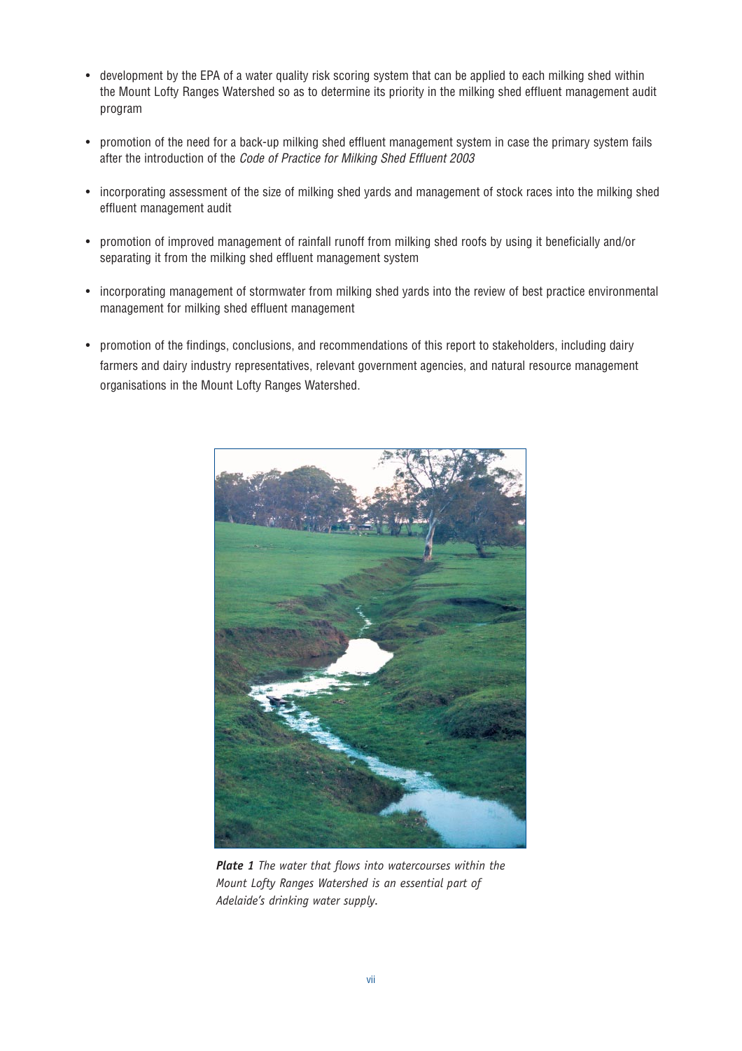- development by the EPA of a water quality risk scoring system that can be applied to each milking shed within the Mount Lofty Ranges Watershed so as to determine its priority in the milking shed effluent management audit program
- promotion of the need for a back-up milking shed effluent management system in case the primary system fails after the introduction of the *Code of Practice for Milking Shed Effluent 2003*
- incorporating assessment of the size of milking shed yards and management of stock races into the milking shed effluent management audit
- promotion of improved management of rainfall runoff from milking shed roofs by using it beneficially and/or separating it from the milking shed effluent management system
- incorporating management of stormwater from milking shed yards into the review of best practice environmental management for milking shed effluent management
- promotion of the findings, conclusions, and recommendations of this report to stakeholders, including dairy farmers and dairy industry representatives, relevant government agencies, and natural resource management organisations in the Mount Lofty Ranges Watershed.

***Plate 1*** *The water that flows into watercourses within the Mount Lofty Ranges Watershed is an essential part of Adelaide's drinking water supply.*